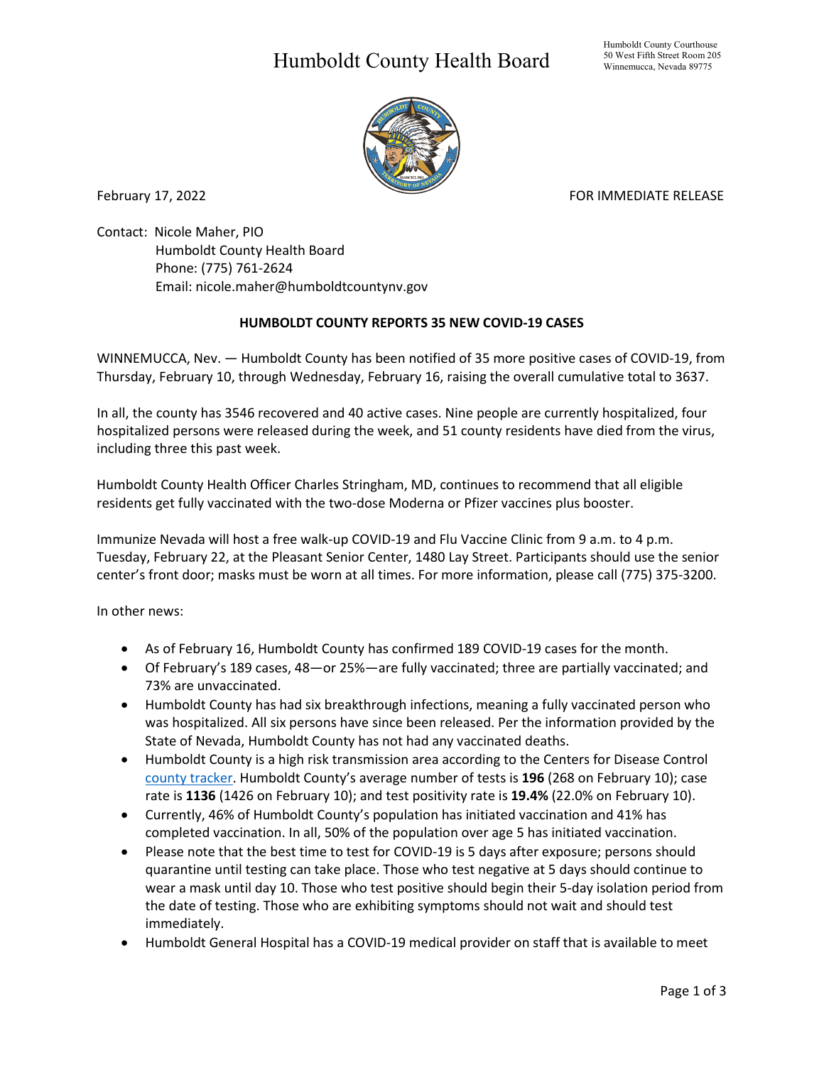# Humboldt County Health Board

Humboldt County Courthouse
50 West Fifth Street Room 205
Winnemucca, Nevada 89775

February 17, 2022 FOR IMMEDIATE RELEASE

Contact: Nicole Maher, PIO
Humboldt County Health Board
Phone: (775) 761-2624
Email: nicole.maher@humboldtcountynv.gov

**HUMBOLDT COUNTY REPORTS 35 NEW COVID-19 CASES**

WINNEMUCCA, Nev. — Humboldt County has been notified of 35 more positive cases of COVID-19, from Thursday, February 10, through Wednesday, February 16, raising the overall cumulative total to 3637.

In all, the county has 3546 recovered and 40 active cases. Nine people are currently hospitalized, four hospitalized persons were released during the week, and 51 county residents have died from the virus, including three this past week.

Humboldt County Health Officer Charles Stringham, MD, continues to recommend that all eligible residents get fully vaccinated with the two-dose Moderna or Pfizer vaccines plus booster.

Immunize Nevada will host a free walk-up COVID-19 and Flu Vaccine Clinic from 9 a.m. to 4 p.m. Tuesday, February 22, at the Pleasant Senior Center, 1480 Lay Street. Participants should use the senior center's front door; masks must be worn at all times. For more information, please call (775) 375-3200.

In other news:

- As of February 16, Humboldt County has confirmed 189 COVID-19 cases for the month.
- Of February's 189 cases, 48—or 25%—are fully vaccinated; three are partially vaccinated; and 73% are unvaccinated.
- Humboldt County has had six breakthrough infections, meaning a fully vaccinated person who was hospitalized. All six persons have since been released. Per the information provided by the State of Nevada, Humboldt County has not had any vaccinated deaths.
- Humboldt County is a high risk transmission area according to the Centers for Disease Control county tracker. Humboldt County's average number of tests is **196** (268 on February 10); case rate is **1136** (1426 on February 10); and test positivity rate is **19.4%** (22.0% on February 10).
- Currently, 46% of Humboldt County's population has initiated vaccination and 41% has completed vaccination. In all, 50% of the population over age 5 has initiated vaccination.
- Please note that the best time to test for COVID-19 is 5 days after exposure; persons should quarantine until testing can take place. Those who test negative at 5 days should continue to wear a mask until day 10. Those who test positive should begin their 5-day isolation period from the date of testing. Those who are exhibiting symptoms should not wait and should test immediately.
- Humboldt General Hospital has a COVID-19 medical provider on staff that is available to meet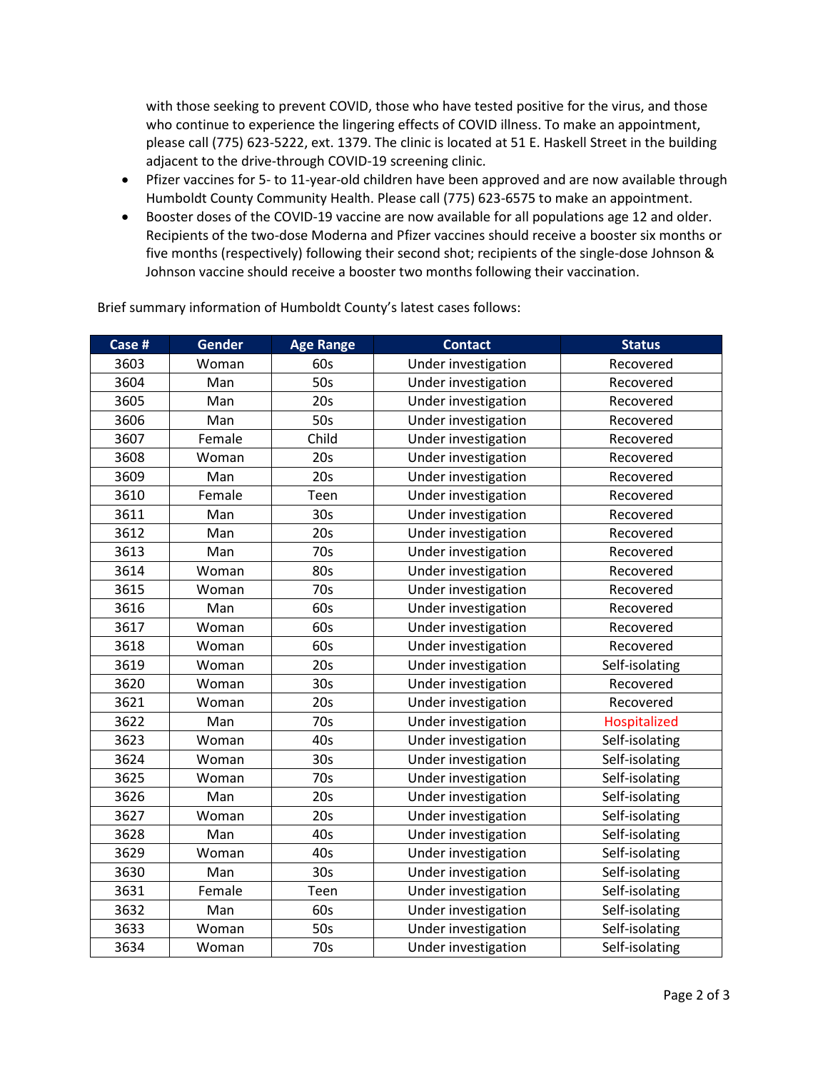with those seeking to prevent COVID, those who have tested positive for the virus, and those who continue to experience the lingering effects of COVID illness. To make an appointment, please call (775) 623-5222, ext. 1379. The clinic is located at 51 E. Haskell Street in the building adjacent to the drive-through COVID-19 screening clinic.

- Pfizer vaccines for 5- to 11-year-old children have been approved and are now available through Humboldt County Community Health. Please call (775) 623-6575 to make an appointment.
- Booster doses of the COVID-19 vaccine are now available for all populations age 12 and older. Recipients of the two-dose Moderna and Pfizer vaccines should receive a booster six months or five months (respectively) following their second shot; recipients of the single-dose Johnson & Johnson vaccine should receive a booster two months following their vaccination.

Brief summary information of Humboldt County's latest cases follows:

| Case # | Gender | Age Range | Contact | Status |
|---|---|---|---|---|
| 3603 | Woman | 60s | Under investigation | Recovered |
| 3604 | Man | 50s | Under investigation | Recovered |
| 3605 | Man | 20s | Under investigation | Recovered |
| 3606 | Man | 50s | Under investigation | Recovered |
| 3607 | Female | Child | Under investigation | Recovered |
| 3608 | Woman | 20s | Under investigation | Recovered |
| 3609 | Man | 20s | Under investigation | Recovered |
| 3610 | Female | Teen | Under investigation | Recovered |
| 3611 | Man | 30s | Under investigation | Recovered |
| 3612 | Man | 20s | Under investigation | Recovered |
| 3613 | Man | 70s | Under investigation | Recovered |
| 3614 | Woman | 80s | Under investigation | Recovered |
| 3615 | Woman | 70s | Under investigation | Recovered |
| 3616 | Man | 60s | Under investigation | Recovered |
| 3617 | Woman | 60s | Under investigation | Recovered |
| 3618 | Woman | 60s | Under investigation | Recovered |
| 3619 | Woman | 20s | Under investigation | Self-isolating |
| 3620 | Woman | 30s | Under investigation | Recovered |
| 3621 | Woman | 20s | Under investigation | Recovered |
| 3622 | Man | 70s | Under investigation | Hospitalized |
| 3623 | Woman | 40s | Under investigation | Self-isolating |
| 3624 | Woman | 30s | Under investigation | Self-isolating |
| 3625 | Woman | 70s | Under investigation | Self-isolating |
| 3626 | Man | 20s | Under investigation | Self-isolating |
| 3627 | Woman | 20s | Under investigation | Self-isolating |
| 3628 | Man | 40s | Under investigation | Self-isolating |
| 3629 | Woman | 40s | Under investigation | Self-isolating |
| 3630 | Man | 30s | Under investigation | Self-isolating |
| 3631 | Female | Teen | Under investigation | Self-isolating |
| 3632 | Man | 60s | Under investigation | Self-isolating |
| 3633 | Woman | 50s | Under investigation | Self-isolating |
| 3634 | Woman | 70s | Under investigation | Self-isolating |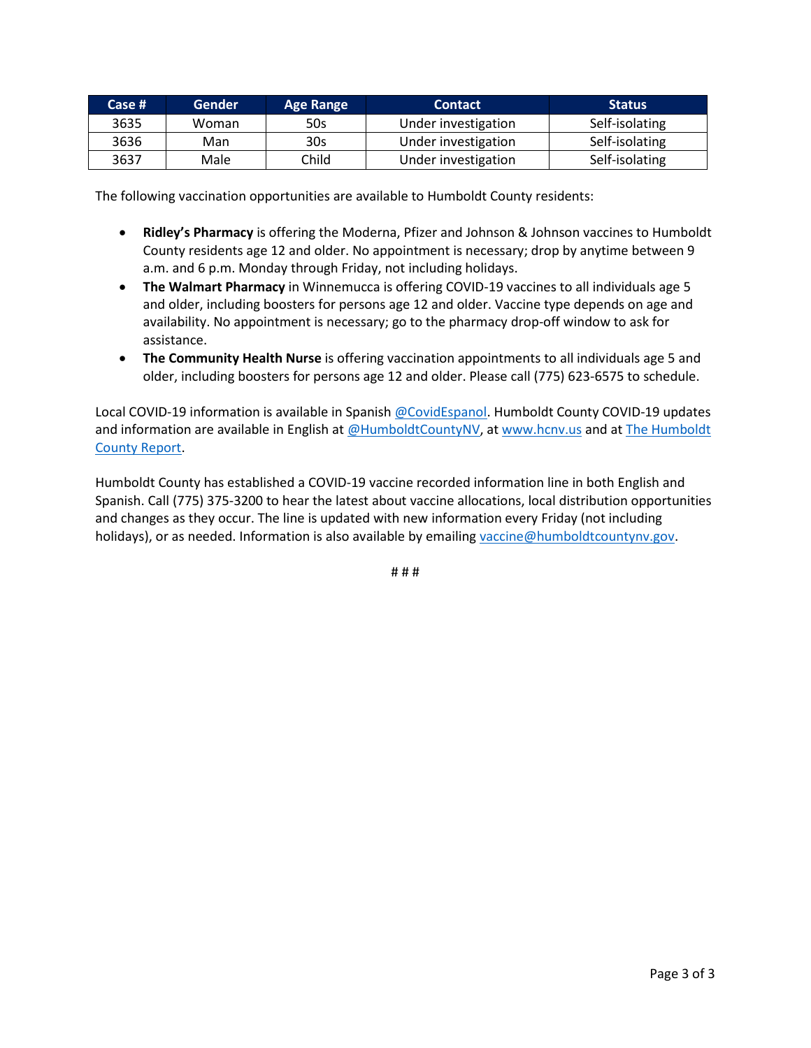| Case # | Gender | Age Range | Contact | Status |
|---|---|---|---|---|
| 3635 | Woman | 50s | Under investigation | Self-isolating |
| 3636 | Man | 30s | Under investigation | Self-isolating |
| 3637 | Male | Child | Under investigation | Self-isolating |

The following vaccination opportunities are available to Humboldt County residents:

- **Ridley's Pharmacy** is offering the Moderna, Pfizer and Johnson & Johnson vaccines to Humboldt County residents age 12 and older. No appointment is necessary; drop by anytime between 9 a.m. and 6 p.m. Monday through Friday, not including holidays.
- **The Walmart Pharmacy** in Winnemucca is offering COVID-19 vaccines to all individuals age 5 and older, including boosters for persons age 12 and older. Vaccine type depends on age and availability. No appointment is necessary; go to the pharmacy drop-off window to ask for assistance.
- **The Community Health Nurse** is offering vaccination appointments to all individuals age 5 and older, including boosters for persons age 12 and older. Please call (775) 623-6575 to schedule.

Local COVID-19 information is available in Spanish @CovidEspanol. Humboldt County COVID-19 updates and information are available in English at @HumboldtCountyNV, at www.hcnv.us and at The Humboldt County Report.

Humboldt County has established a COVID-19 vaccine recorded information line in both English and Spanish. Call (775) 375-3200 to hear the latest about vaccine allocations, local distribution opportunities and changes as they occur. The line is updated with new information every Friday (not including holidays), or as needed. Information is also available by emailing vaccine@humboldtcountynv.gov.

# # #